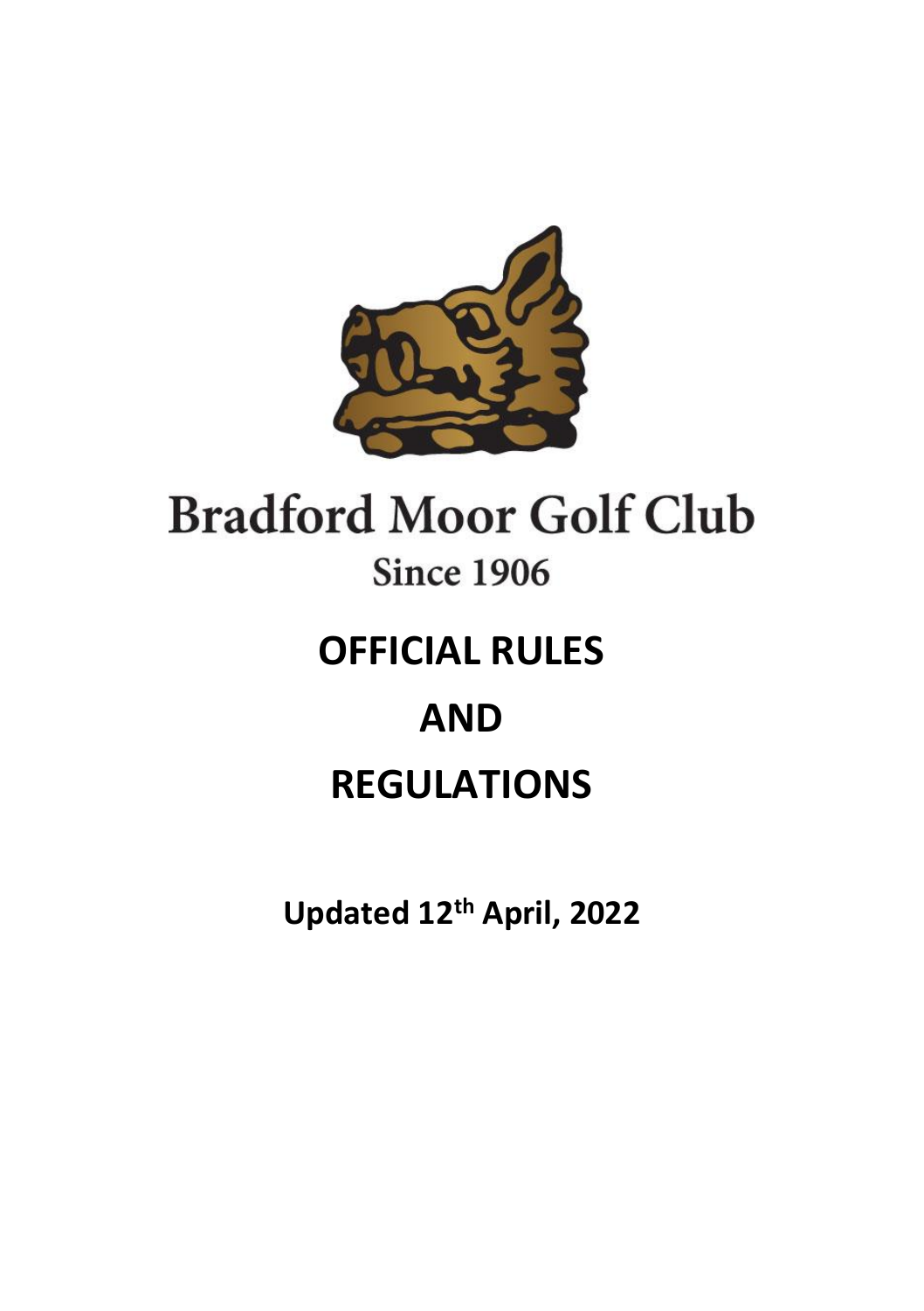# Bradford Moor Golf Club

Since 1906

# OFFICIAL RULES

# AND

# REGULATIONS

**Updated 12th April, 2022**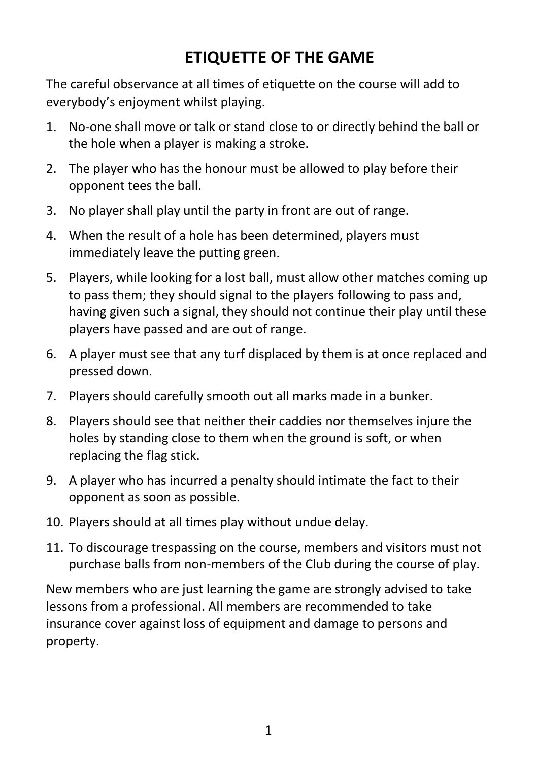# ETIQUETTE OF THE GAME

The careful observance at all times of etiquette on the course will add to everybody's enjoyment whilst playing.

1. No-one shall move or talk or stand close to or directly behind the ball or the hole when a player is making a stroke.
2. The player who has the honour must be allowed to play before their opponent tees the ball.
3. No player shall play until the party in front are out of range.
4. When the result of a hole has been determined, players must immediately leave the putting green.
5. Players, while looking for a lost ball, must allow other matches coming up to pass them; they should signal to the players following to pass and, having given such a signal, they should not continue their play until these players have passed and are out of range.
6. A player must see that any turf displaced by them is at once replaced and pressed down.
7. Players should carefully smooth out all marks made in a bunker.
8. Players should see that neither their caddies nor themselves injure the holes by standing close to them when the ground is soft, or when replacing the flag stick.
9. A player who has incurred a penalty should intimate the fact to their opponent as soon as possible.
10. Players should at all times play without undue delay.
11. To discourage trespassing on the course, members and visitors must not purchase balls from non-members of the Club during the course of play.

New members who are just learning the game are strongly advised to take lessons from a professional. All members are recommended to take insurance cover against loss of equipment and damage to persons and property.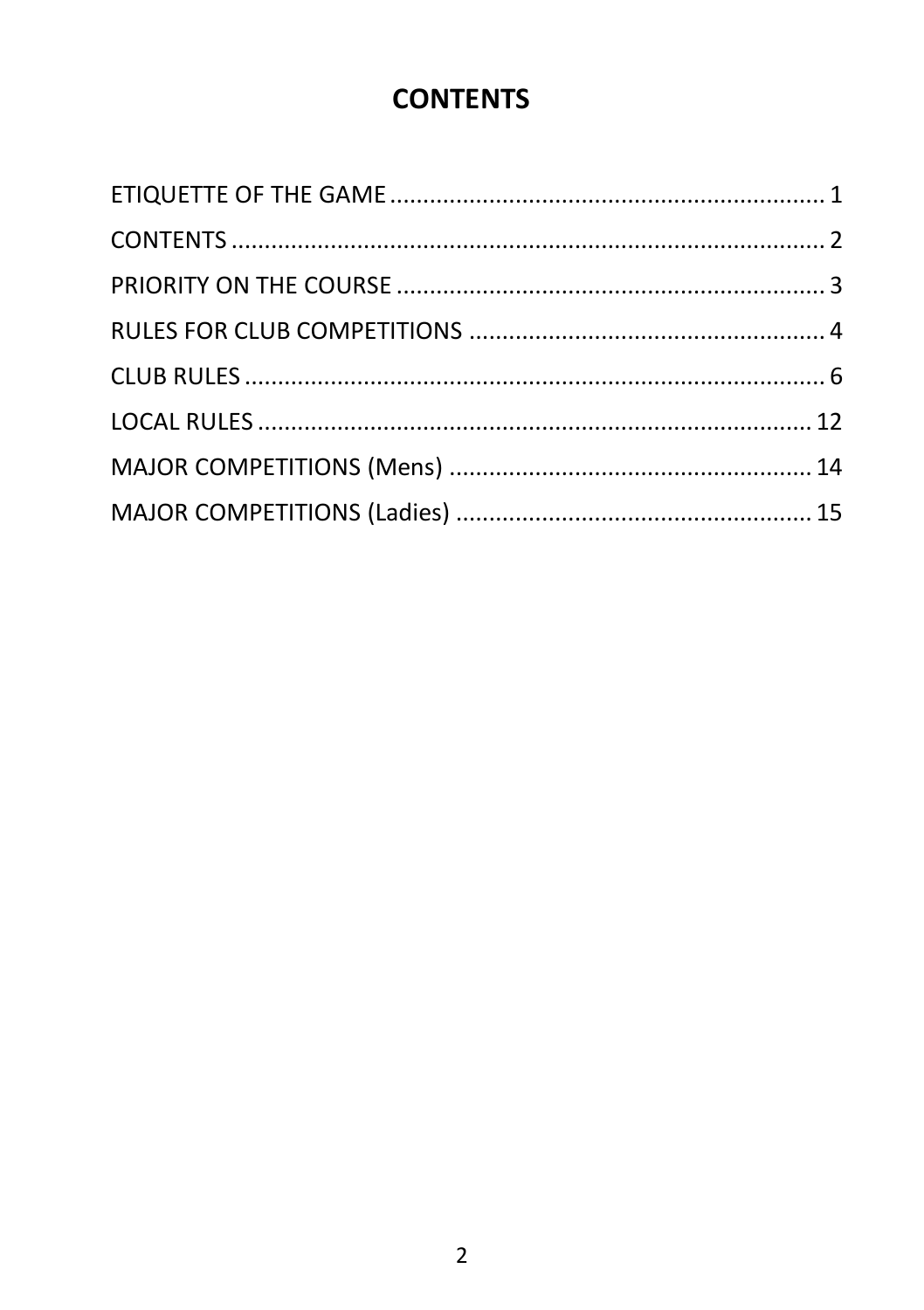# CONTENTS

ETIQUETTE OF THE GAME ........................................................ 1

CONTENTS ........................................................................ 2

PRIORITY ON THE COURSE ..................................................... 3

RULES FOR CLUB COMPETITIONS ............................................. 4

CLUB RULES ...................................................................... 6

LOCAL RULES .................................................................... 12

MAJOR COMPETITIONS (Mens) .............................................. 14

MAJOR COMPETITIONS (Ladies) ............................................ 15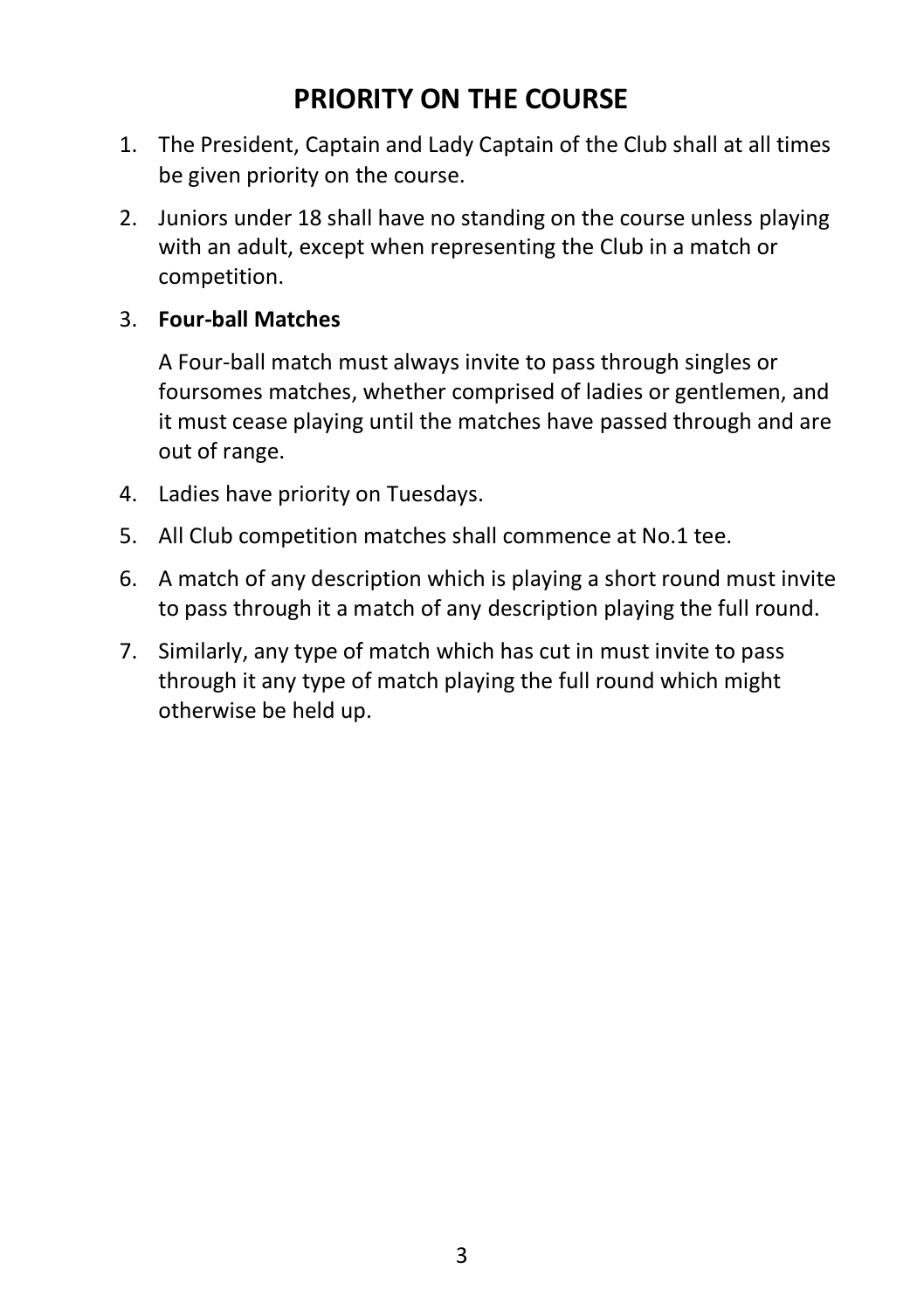# PRIORITY ON THE COURSE

1. The President, Captain and Lady Captain of the Club shall at all times be given priority on the course.
2. Juniors under 18 shall have no standing on the course unless playing with an adult, except when representing the Club in a match or competition.
3. **Four-ball Matches**

   A Four-ball match must always invite to pass through singles or foursomes matches, whether comprised of ladies or gentlemen, and it must cease playing until the matches have passed through and are out of range.
4. Ladies have priority on Tuesdays.
5. All Club competition matches shall commence at No.1 tee.
6. A match of any description which is playing a short round must invite to pass through it a match of any description playing the full round.
7. Similarly, any type of match which has cut in must invite to pass through it any type of match playing the full round which might otherwise be held up.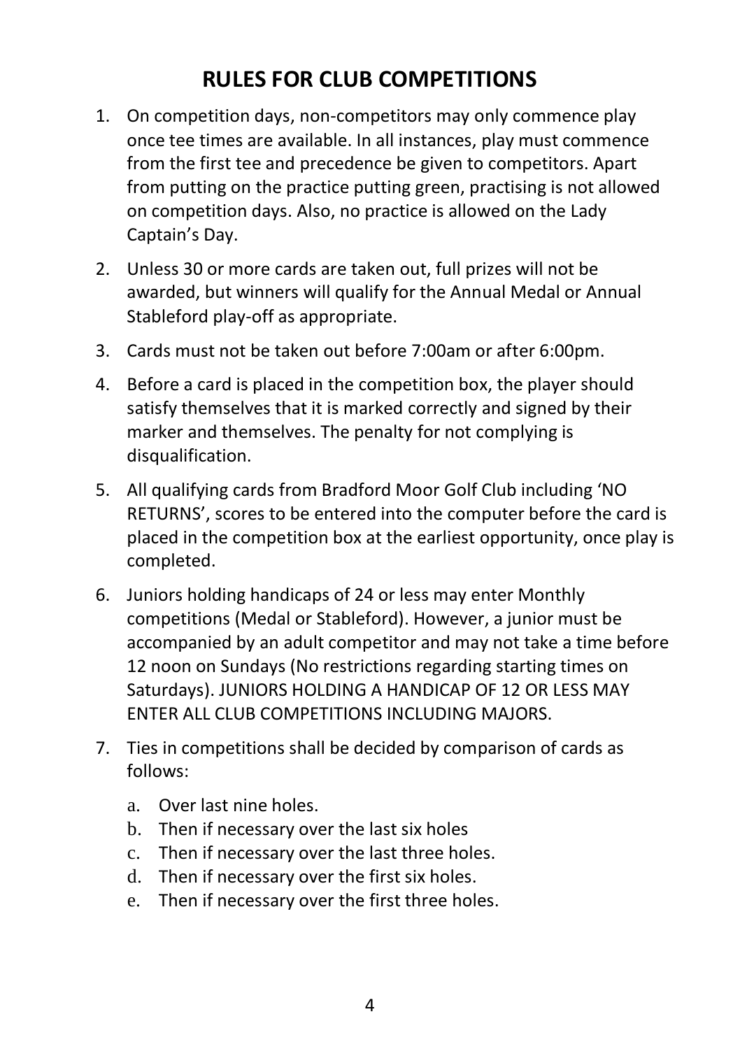# RULES FOR CLUB COMPETITIONS

1. On competition days, non-competitors may only commence play once tee times are available. In all instances, play must commence from the first tee and precedence be given to competitors. Apart from putting on the practice putting green, practising is not allowed on competition days. Also, no practice is allowed on the Lady Captain's Day.
2. Unless 30 or more cards are taken out, full prizes will not be awarded, but winners will qualify for the Annual Medal or Annual Stableford play-off as appropriate.
3. Cards must not be taken out before 7:00am or after 6:00pm.
4. Before a card is placed in the competition box, the player should satisfy themselves that it is marked correctly and signed by their marker and themselves. The penalty for not complying is disqualification.
5. All qualifying cards from Bradford Moor Golf Club including 'NO RETURNS', scores to be entered into the computer before the card is placed in the competition box at the earliest opportunity, once play is completed.
6. Juniors holding handicaps of 24 or less may enter Monthly competitions (Medal or Stableford). However, a junior must be accompanied by an adult competitor and may not take a time before 12 noon on Sundays (No restrictions regarding starting times on Saturdays). JUNIORS HOLDING A HANDICAP OF 12 OR LESS MAY ENTER ALL CLUB COMPETITIONS INCLUDING MAJORS.
7. Ties in competitions shall be decided by comparison of cards as follows:
   a. Over last nine holes.
   b. Then if necessary over the last six holes
   c. Then if necessary over the last three holes.
   d. Then if necessary over the first six holes.
   e. Then if necessary over the first three holes.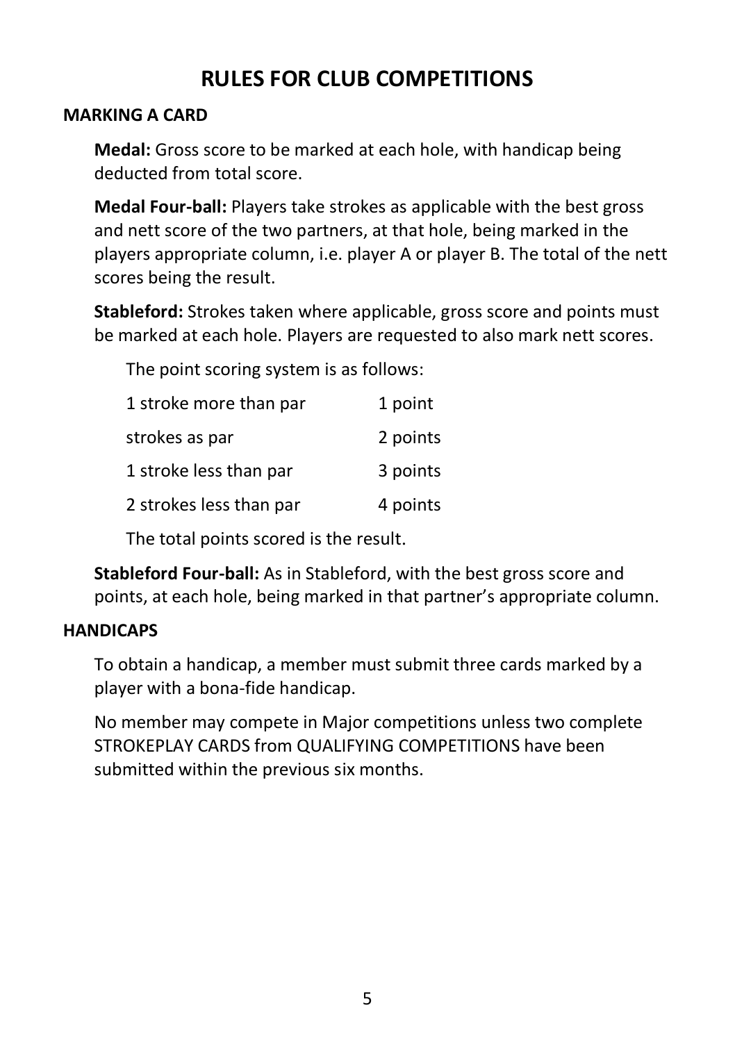# RULES FOR CLUB COMPETITIONS

## MARKING A CARD

**Medal:** Gross score to be marked at each hole, with handicap being deducted from total score.

**Medal Four-ball:** Players take strokes as applicable with the best gross and nett score of the two partners, at that hole, being marked in the players appropriate column, i.e. player A or player B. The total of the nett scores being the result.

**Stableford:** Strokes taken where applicable, gross score and points must be marked at each hole. Players are requested to also mark nett scores.

The point scoring system is as follows:

| | |
|---|---|
| 1 stroke more than par | 1 point |
| strokes as par | 2 points |
| 1 stroke less than par | 3 points |
| 2 strokes less than par | 4 points |

The total points scored is the result.

**Stableford Four-ball:** As in Stableford, with the best gross score and points, at each hole, being marked in that partner's appropriate column.

## HANDICAPS

To obtain a handicap, a member must submit three cards marked by a player with a bona-fide handicap.

No member may compete in Major competitions unless two complete STROKEPLAY CARDS from QUALIFYING COMPETITIONS have been submitted within the previous six months.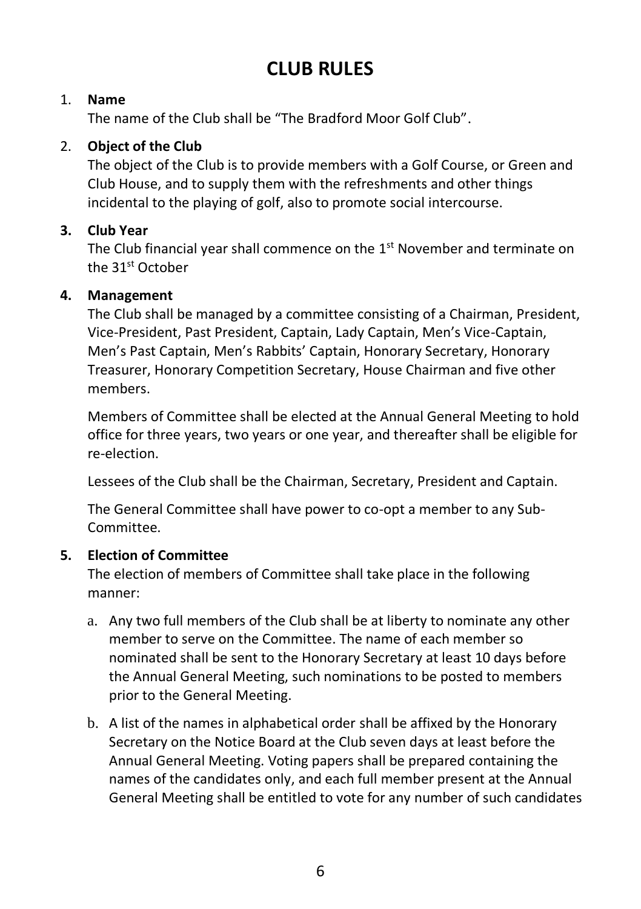# CLUB RULES

1. **Name**

   The name of the Club shall be "The Bradford Moor Golf Club".

2. **Object of the Club**

   The object of the Club is to provide members with a Golf Course, or Green and Club House, and to supply them with the refreshments and other things incidental to the playing of golf, also to promote social intercourse.

3. **Club Year**

   The Club financial year shall commence on the 1st November and terminate on the 31st October

4. **Management**

   The Club shall be managed by a committee consisting of a Chairman, President, Vice-President, Past President, Captain, Lady Captain, Men's Vice-Captain, Men's Past Captain, Men's Rabbits' Captain, Honorary Secretary, Honorary Treasurer, Honorary Competition Secretary, House Chairman and five other members.

   Members of Committee shall be elected at the Annual General Meeting to hold office for three years, two years or one year, and thereafter shall be eligible for re-election.

   Lessees of the Club shall be the Chairman, Secretary, President and Captain.

   The General Committee shall have power to co-opt a member to any Sub-Committee.

5. **Election of Committee**

   The election of members of Committee shall take place in the following manner:

   a. Any two full members of the Club shall be at liberty to nominate any other member to serve on the Committee. The name of each member so nominated shall be sent to the Honorary Secretary at least 10 days before the Annual General Meeting, such nominations to be posted to members prior to the General Meeting.

   b. A list of the names in alphabetical order shall be affixed by the Honorary Secretary on the Notice Board at the Club seven days at least before the Annual General Meeting. Voting papers shall be prepared containing the names of the candidates only, and each full member present at the Annual General Meeting shall be entitled to vote for any number of such candidates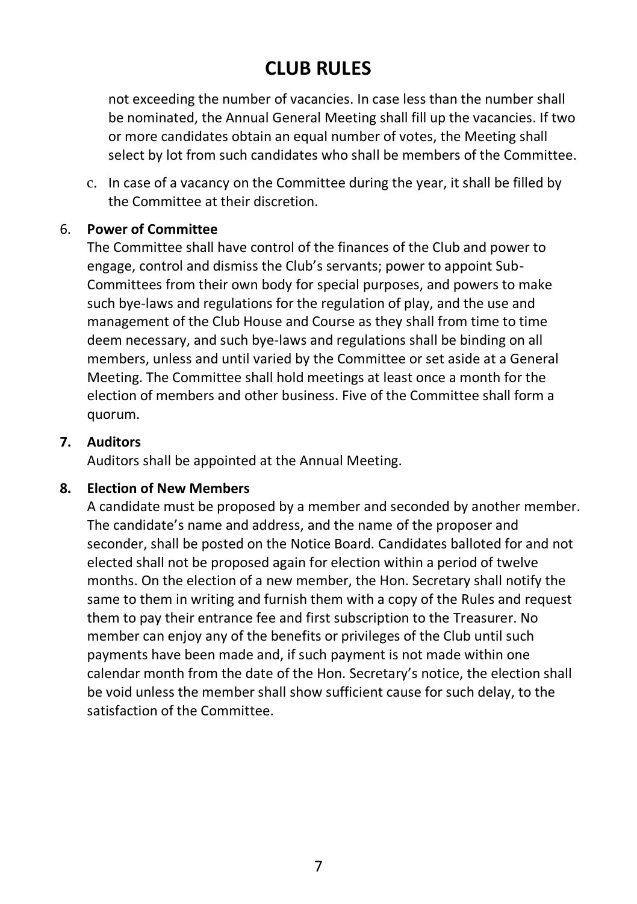# CLUB RULES

not exceeding the number of vacancies. In case less than the number shall be nominated, the Annual General Meeting shall fill up the vacancies. If two or more candidates obtain an equal number of votes, the Meeting shall select by lot from such candidates who shall be members of the Committee.

c. In case of a vacancy on the Committee during the year, it shall be filled by the Committee at their discretion.

6. **Power of Committee**

The Committee shall have control of the finances of the Club and power to engage, control and dismiss the Club's servants; power to appoint Sub-Committees from their own body for special purposes, and powers to make such bye-laws and regulations for the regulation of play, and the use and management of the Club House and Course as they shall from time to time deem necessary, and such bye-laws and regulations shall be binding on all members, unless and until varied by the Committee or set aside at a General Meeting. The Committee shall hold meetings at least once a month for the election of members and other business. Five of the Committee shall form a quorum.

7. **Auditors**

Auditors shall be appointed at the Annual Meeting.

8. **Election of New Members**

A candidate must be proposed by a member and seconded by another member. The candidate's name and address, and the name of the proposer and seconder, shall be posted on the Notice Board. Candidates balloted for and not elected shall not be proposed again for election within a period of twelve months. On the election of a new member, the Hon. Secretary shall notify the same to them in writing and furnish them with a copy of the Rules and request them to pay their entrance fee and first subscription to the Treasurer. No member can enjoy any of the benefits or privileges of the Club until such payments have been made and, if such payment is not made within one calendar month from the date of the Hon. Secretary's notice, the election shall be void unless the member shall show sufficient cause for such delay, to the satisfaction of the Committee.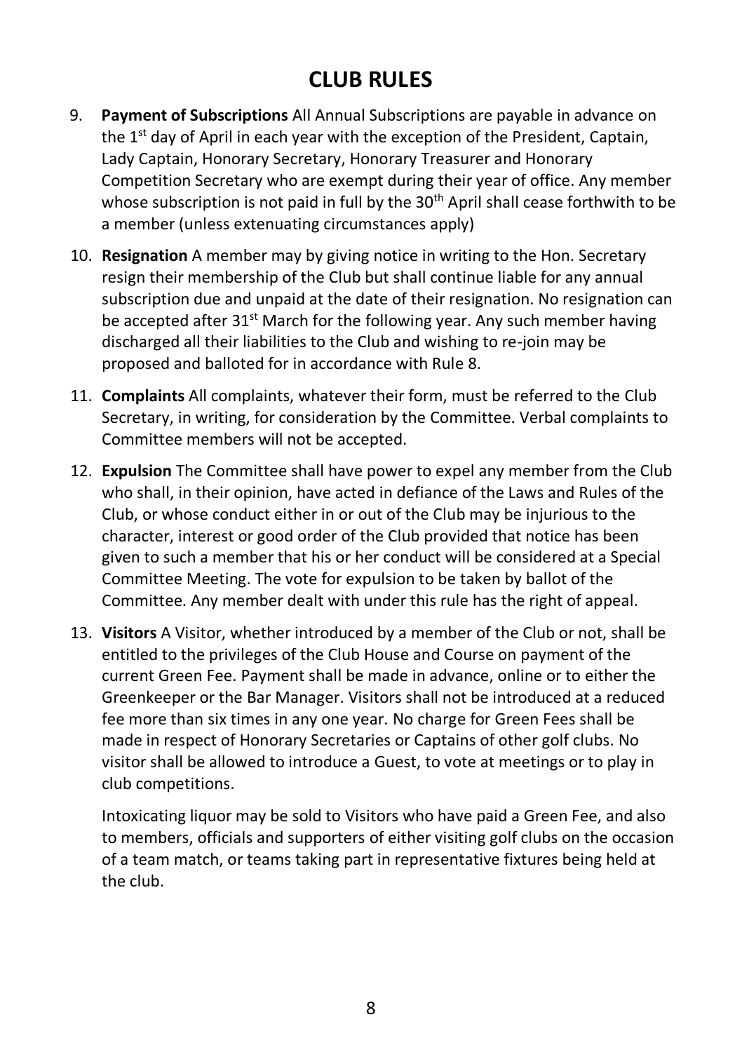# CLUB RULES

9. **Payment of Subscriptions** All Annual Subscriptions are payable in advance on the 1st day of April in each year with the exception of the President, Captain, Lady Captain, Honorary Secretary, Honorary Treasurer and Honorary Competition Secretary who are exempt during their year of office. Any member whose subscription is not paid in full by the 30th April shall cease forthwith to be a member (unless extenuating circumstances apply)

10. **Resignation** A member may by giving notice in writing to the Hon. Secretary resign their membership of the Club but shall continue liable for any annual subscription due and unpaid at the date of their resignation. No resignation can be accepted after 31st March for the following year. Any such member having discharged all their liabilities to the Club and wishing to re-join may be proposed and balloted for in accordance with Rule 8.

11. **Complaints** All complaints, whatever their form, must be referred to the Club Secretary, in writing, for consideration by the Committee. Verbal complaints to Committee members will not be accepted.

12. **Expulsion** The Committee shall have power to expel any member from the Club who shall, in their opinion, have acted in defiance of the Laws and Rules of the Club, or whose conduct either in or out of the Club may be injurious to the character, interest or good order of the Club provided that notice has been given to such a member that his or her conduct will be considered at a Special Committee Meeting. The vote for expulsion to be taken by ballot of the Committee. Any member dealt with under this rule has the right of appeal.

13. **Visitors** A Visitor, whether introduced by a member of the Club or not, shall be entitled to the privileges of the Club House and Course on payment of the current Green Fee. Payment shall be made in advance, online or to either the Greenkeeper or the Bar Manager. Visitors shall not be introduced at a reduced fee more than six times in any one year. No charge for Green Fees shall be made in respect of Honorary Secretaries or Captains of other golf clubs. No visitor shall be allowed to introduce a Guest, to vote at meetings or to play in club competitions.

    Intoxicating liquor may be sold to Visitors who have paid a Green Fee, and also to members, officials and supporters of either visiting golf clubs on the occasion of a team match, or teams taking part in representative fixtures being held at the club.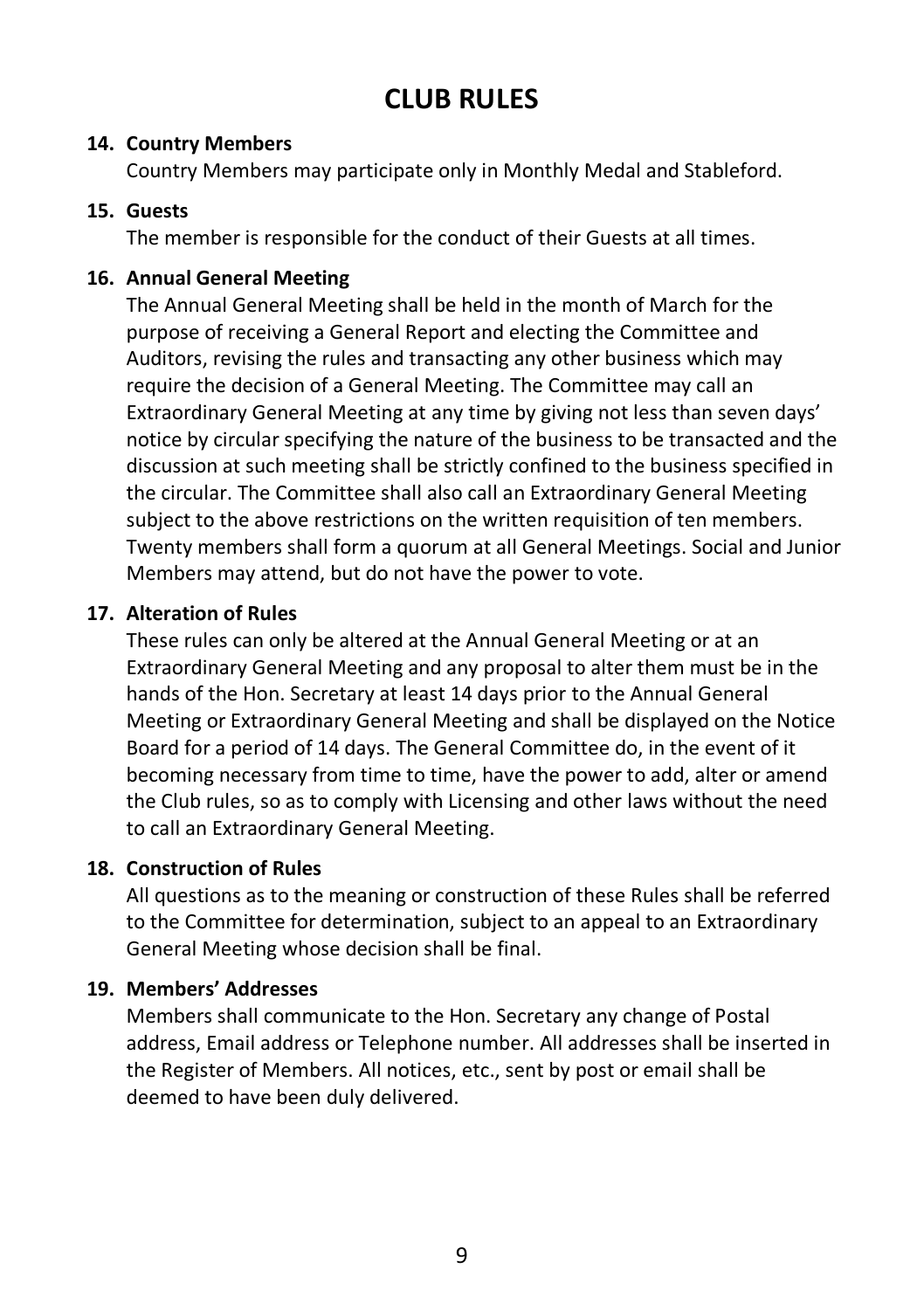# CLUB RULES

**14. Country Members**

Country Members may participate only in Monthly Medal and Stableford.

**15. Guests**

The member is responsible for the conduct of their Guests at all times.

**16. Annual General Meeting**

The Annual General Meeting shall be held in the month of March for the purpose of receiving a General Report and electing the Committee and Auditors, revising the rules and transacting any other business which may require the decision of a General Meeting. The Committee may call an Extraordinary General Meeting at any time by giving not less than seven days' notice by circular specifying the nature of the business to be transacted and the discussion at such meeting shall be strictly confined to the business specified in the circular. The Committee shall also call an Extraordinary General Meeting subject to the above restrictions on the written requisition of ten members. Twenty members shall form a quorum at all General Meetings. Social and Junior Members may attend, but do not have the power to vote.

**17. Alteration of Rules**

These rules can only be altered at the Annual General Meeting or at an Extraordinary General Meeting and any proposal to alter them must be in the hands of the Hon. Secretary at least 14 days prior to the Annual General Meeting or Extraordinary General Meeting and shall be displayed on the Notice Board for a period of 14 days. The General Committee do, in the event of it becoming necessary from time to time, have the power to add, alter or amend the Club rules, so as to comply with Licensing and other laws without the need to call an Extraordinary General Meeting.

**18. Construction of Rules**

All questions as to the meaning or construction of these Rules shall be referred to the Committee for determination, subject to an appeal to an Extraordinary General Meeting whose decision shall be final.

**19. Members' Addresses**

Members shall communicate to the Hon. Secretary any change of Postal address, Email address or Telephone number. All addresses shall be inserted in the Register of Members. All notices, etc., sent by post or email shall be deemed to have been duly delivered.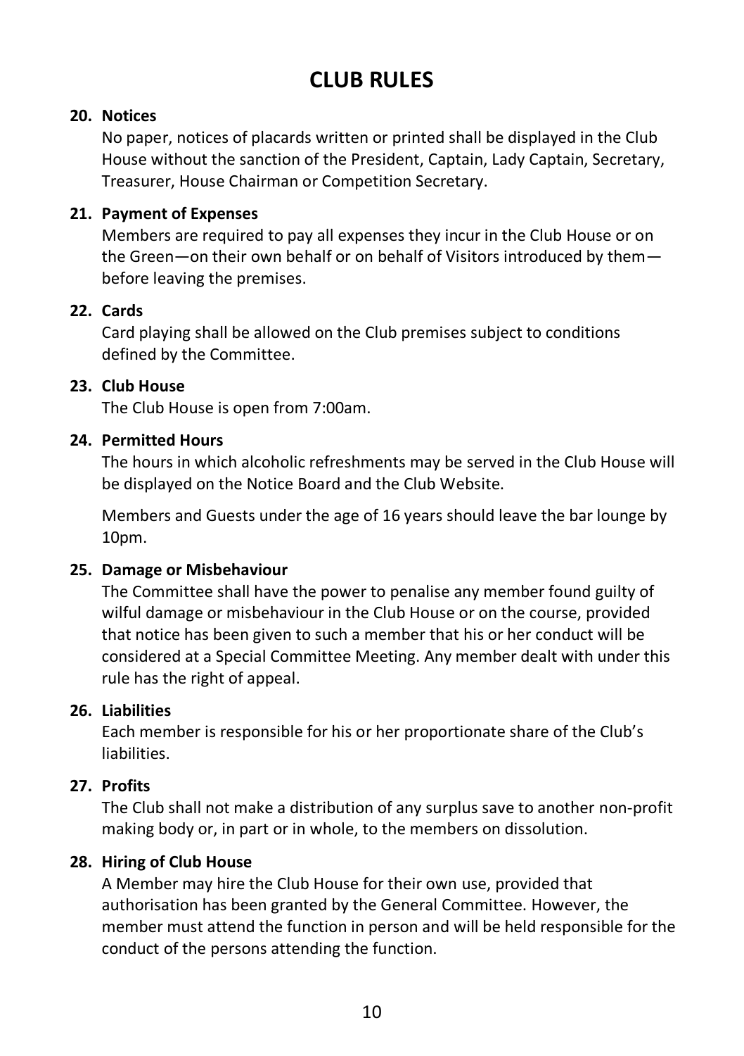# CLUB RULES

**20. Notices**

No paper, notices of placards written or printed shall be displayed in the Club House without the sanction of the President, Captain, Lady Captain, Secretary, Treasurer, House Chairman or Competition Secretary.

**21. Payment of Expenses**

Members are required to pay all expenses they incur in the Club House or on the Green—on their own behalf or on behalf of Visitors introduced by them—before leaving the premises.

**22. Cards**

Card playing shall be allowed on the Club premises subject to conditions defined by the Committee.

**23. Club House**

The Club House is open from 7:00am.

**24. Permitted Hours**

The hours in which alcoholic refreshments may be served in the Club House will be displayed on the Notice Board and the Club Website.

Members and Guests under the age of 16 years should leave the bar lounge by 10pm.

**25. Damage or Misbehaviour**

The Committee shall have the power to penalise any member found guilty of wilful damage or misbehaviour in the Club House or on the course, provided that notice has been given to such a member that his or her conduct will be considered at a Special Committee Meeting. Any member dealt with under this rule has the right of appeal.

**26. Liabilities**

Each member is responsible for his or her proportionate share of the Club's liabilities.

**27. Profits**

The Club shall not make a distribution of any surplus save to another non-profit making body or, in part or in whole, to the members on dissolution.

**28. Hiring of Club House**

A Member may hire the Club House for their own use, provided that authorisation has been granted by the General Committee. However, the member must attend the function in person and will be held responsible for the conduct of the persons attending the function.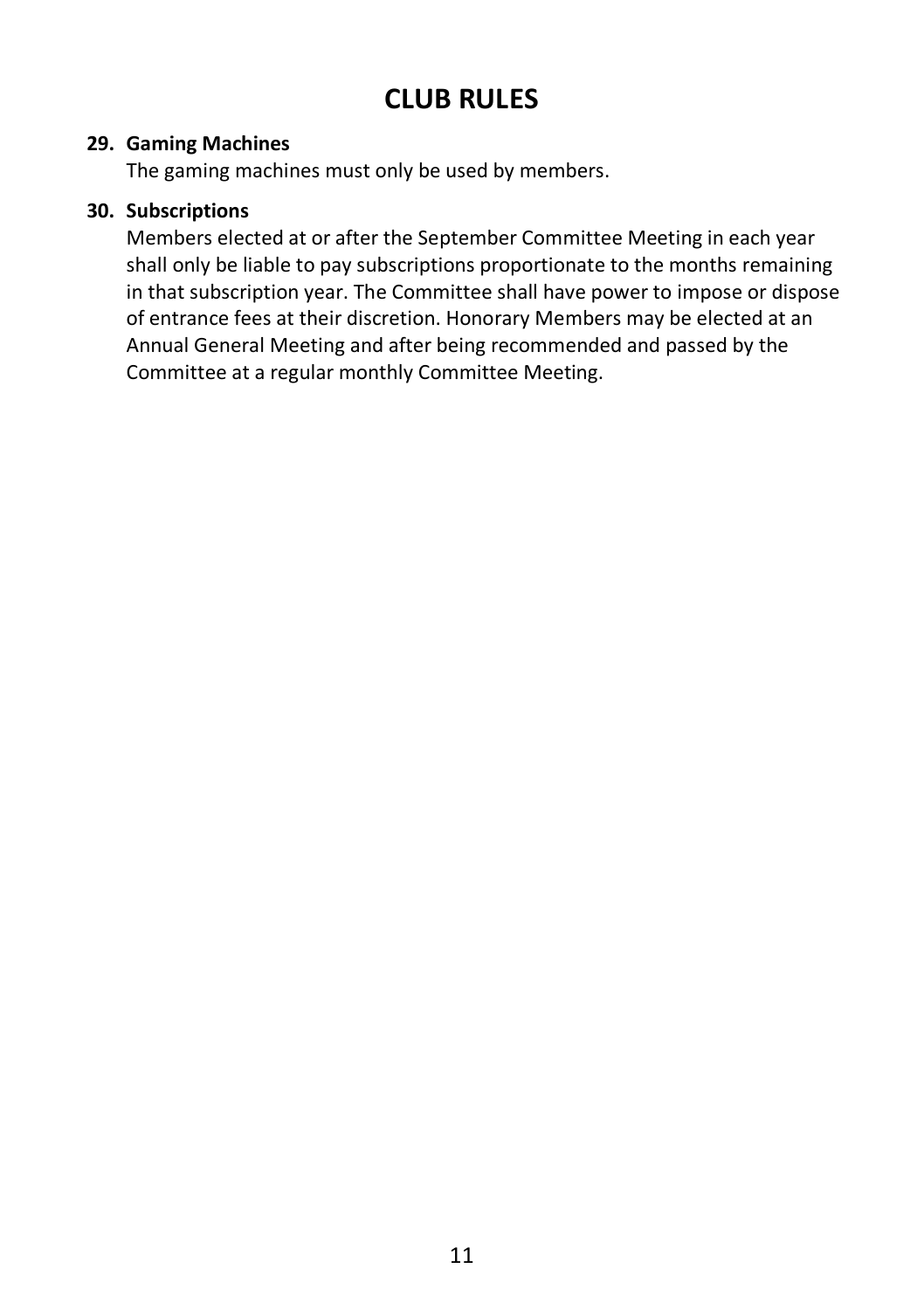# CLUB RULES

**29. Gaming Machines**

The gaming machines must only be used by members.

**30. Subscriptions**

Members elected at or after the September Committee Meeting in each year shall only be liable to pay subscriptions proportionate to the months remaining in that subscription year. The Committee shall have power to impose or dispose of entrance fees at their discretion. Honorary Members may be elected at an Annual General Meeting and after being recommended and passed by the Committee at a regular monthly Committee Meeting.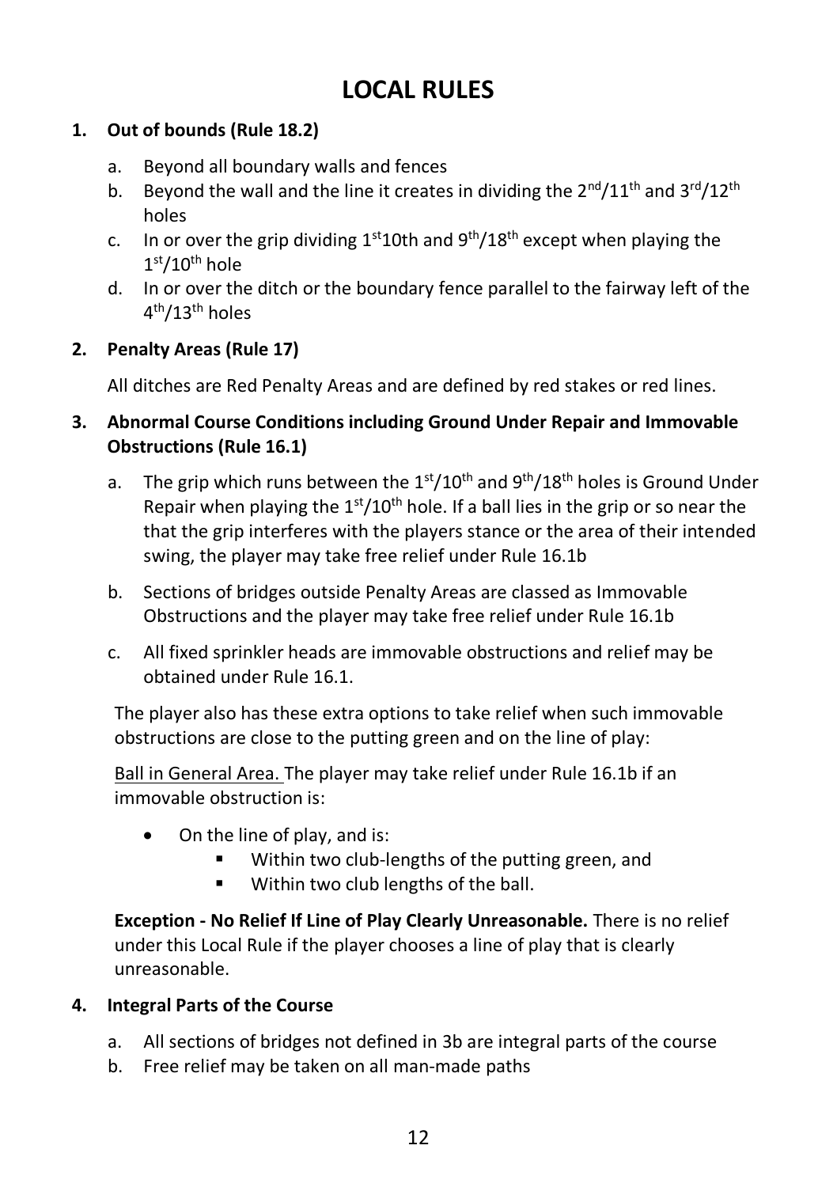# LOCAL RULES

1. **Out of bounds (Rule 18.2)**
   a. Beyond all boundary walls and fences
   b. Beyond the wall and the line it creates in dividing the 2nd/11th and 3rd/12th holes
   c. In or over the grip dividing 1st10th and 9th/18th except when playing the 1st/10th hole
   d. In or over the ditch or the boundary fence parallel to the fairway left of the 4th/13th holes

2. **Penalty Areas (Rule 17)**

   All ditches are Red Penalty Areas and are defined by red stakes or red lines.

3. **Abnormal Course Conditions including Ground Under Repair and Immovable Obstructions (Rule 16.1)**
   a. The grip which runs between the 1st/10th and 9th/18th holes is Ground Under Repair when playing the 1st/10th hole. If a ball lies in the grip or so near the that the grip interferes with the players stance or the area of their intended swing, the player may take free relief under Rule 16.1b
   b. Sections of bridges outside Penalty Areas are classed as Immovable Obstructions and the player may take free relief under Rule 16.1b
   c. All fixed sprinkler heads are immovable obstructions and relief may be obtained under Rule 16.1.

   The player also has these extra options to take relief when such immovable obstructions are close to the putting green and on the line of play:

   Ball in General Area. The player may take relief under Rule 16.1b if an immovable obstruction is:

   - On the line of play, and is:
     - Within two club-lengths of the putting green, and
     - Within two club lengths of the ball.

   **Exception - No Relief If Line of Play Clearly Unreasonable.** There is no relief under this Local Rule if the player chooses a line of play that is clearly unreasonable.

4. **Integral Parts of the Course**
   a. All sections of bridges not defined in 3b are integral parts of the course
   b. Free relief may be taken on all man-made paths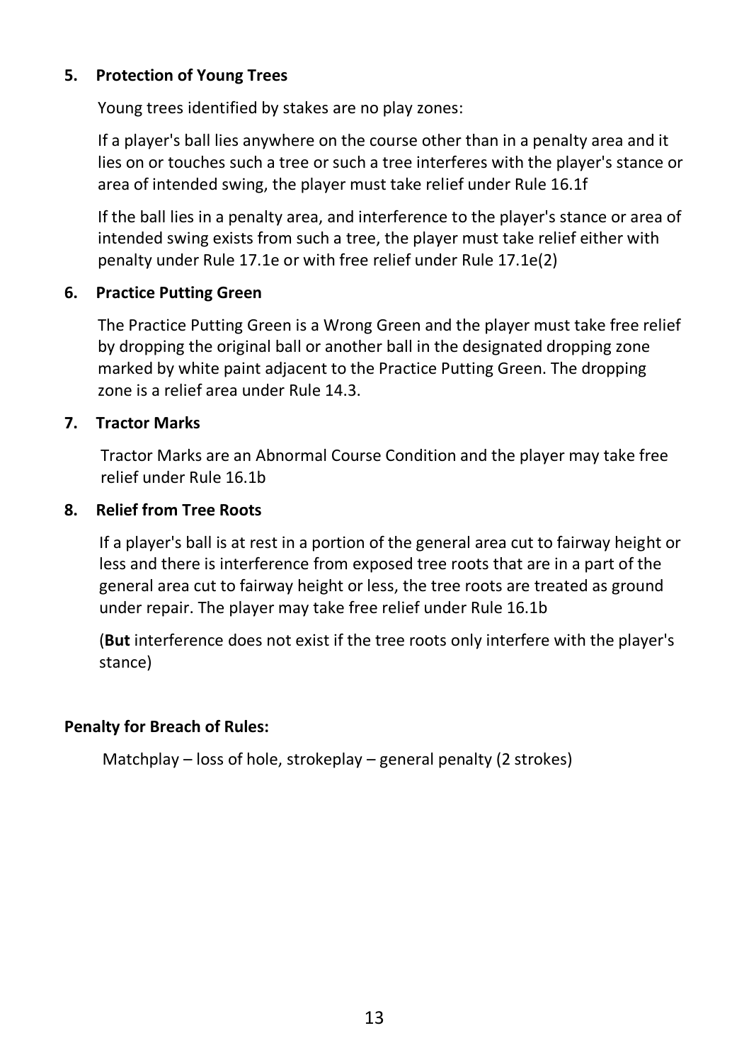**5. Protection of Young Trees**

Young trees identified by stakes are no play zones:

If a player's ball lies anywhere on the course other than in a penalty area and it lies on or touches such a tree or such a tree interferes with the player's stance or area of intended swing, the player must take relief under Rule 16.1f

If the ball lies in a penalty area, and interference to the player's stance or area of intended swing exists from such a tree, the player must take relief either with penalty under Rule 17.1e or with free relief under Rule 17.1e(2)

**6. Practice Putting Green**

The Practice Putting Green is a Wrong Green and the player must take free relief by dropping the original ball or another ball in the designated dropping zone marked by white paint adjacent to the Practice Putting Green. The dropping zone is a relief area under Rule 14.3.

**7. Tractor Marks**

Tractor Marks are an Abnormal Course Condition and the player may take free relief under Rule 16.1b

**8. Relief from Tree Roots**

If a player's ball is at rest in a portion of the general area cut to fairway height or less and there is interference from exposed tree roots that are in a part of the general area cut to fairway height or less, the tree roots are treated as ground under repair. The player may take free relief under Rule 16.1b

(**But** interference does not exist if the tree roots only interfere with the player's stance)

**Penalty for Breach of Rules:**

Matchplay – loss of hole, strokeplay – general penalty (2 strokes)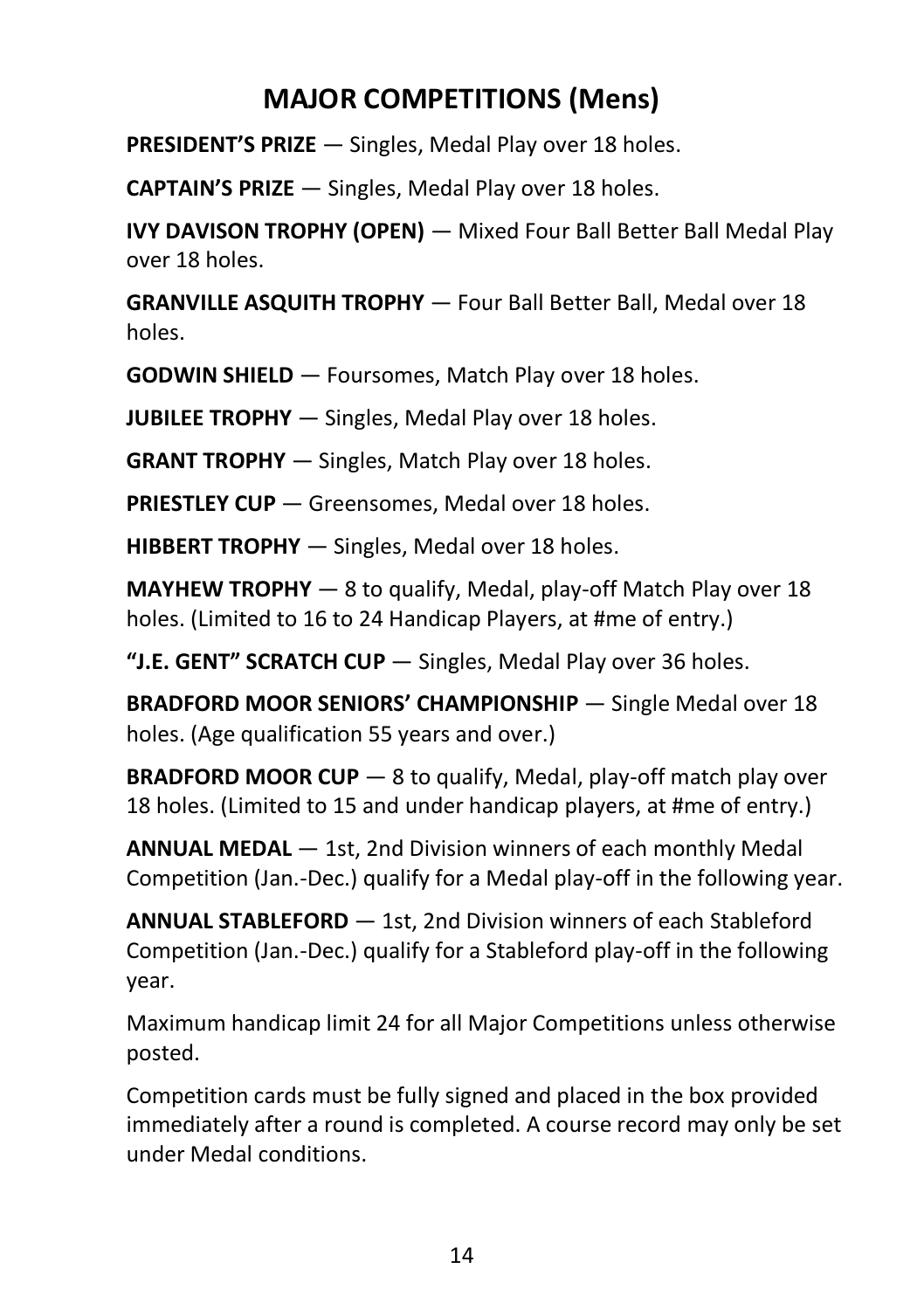# MAJOR COMPETITIONS (Mens)

**PRESIDENT'S PRIZE** — Singles, Medal Play over 18 holes.

**CAPTAIN'S PRIZE** — Singles, Medal Play over 18 holes.

**IVY DAVISON TROPHY (OPEN)** — Mixed Four Ball Better Ball Medal Play over 18 holes.

**GRANVILLE ASQUITH TROPHY** — Four Ball Better Ball, Medal over 18 holes.

**GODWIN SHIELD** — Foursomes, Match Play over 18 holes.

**JUBILEE TROPHY** — Singles, Medal Play over 18 holes.

**GRANT TROPHY** — Singles, Match Play over 18 holes.

**PRIESTLEY CUP** — Greensomes, Medal over 18 holes.

**HIBBERT TROPHY** — Singles, Medal over 18 holes.

**MAYHEW TROPHY** — 8 to qualify, Medal, play-off Match Play over 18 holes. (Limited to 16 to 24 Handicap Players, at #me of entry.)

**"J.E. GENT" SCRATCH CUP** — Singles, Medal Play over 36 holes.

**BRADFORD MOOR SENIORS' CHAMPIONSHIP** — Single Medal over 18 holes. (Age qualification 55 years and over.)

**BRADFORD MOOR CUP** — 8 to qualify, Medal, play-off match play over 18 holes. (Limited to 15 and under handicap players, at #me of entry.)

**ANNUAL MEDAL** — 1st, 2nd Division winners of each monthly Medal Competition (Jan.-Dec.) qualify for a Medal play-off in the following year.

**ANNUAL STABLEFORD** — 1st, 2nd Division winners of each Stableford Competition (Jan.-Dec.) qualify for a Stableford play-off in the following year.

Maximum handicap limit 24 for all Major Competitions unless otherwise posted.

Competition cards must be fully signed and placed in the box provided immediately after a round is completed. A course record may only be set under Medal conditions.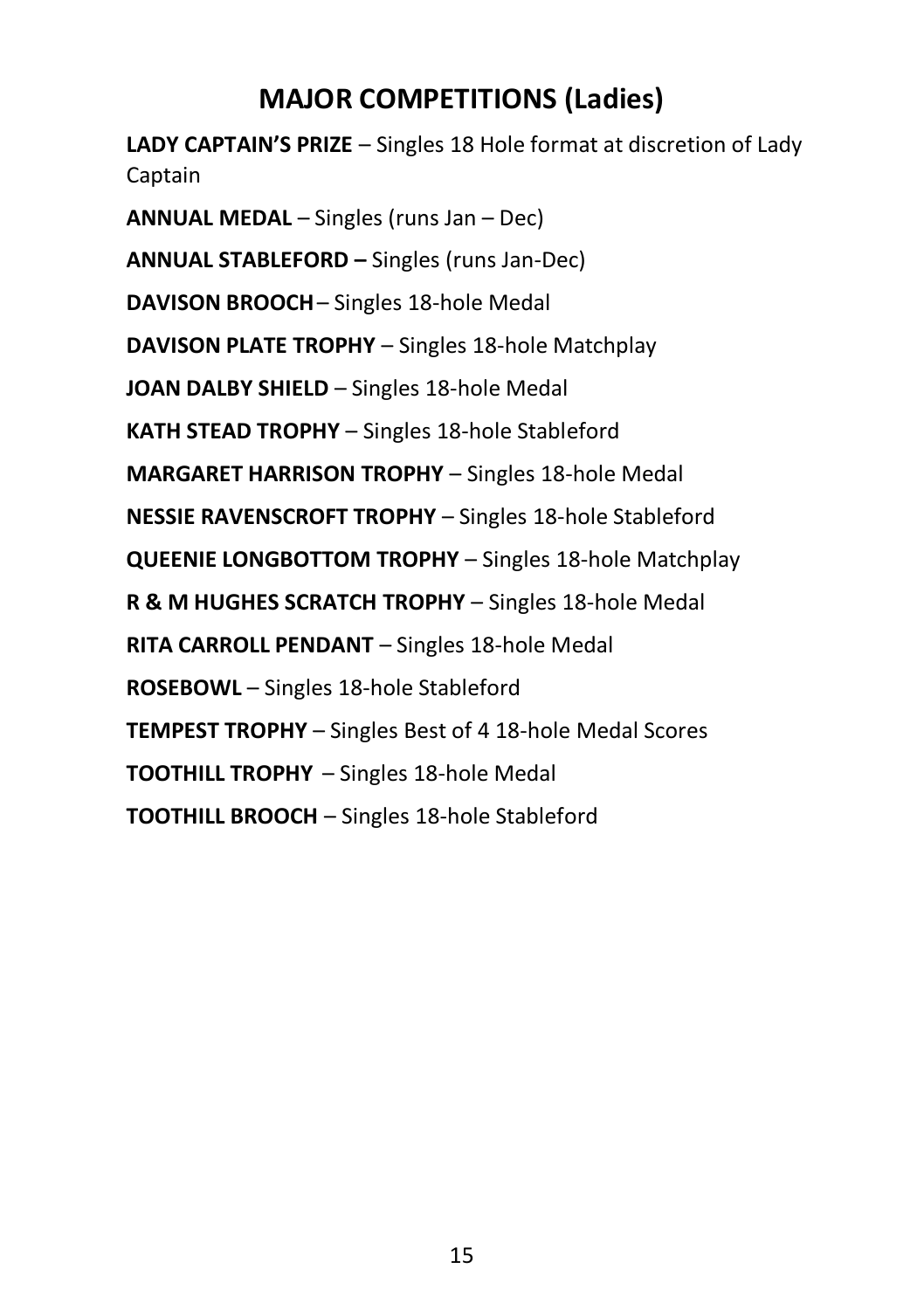# MAJOR COMPETITIONS (Ladies)

**LADY CAPTAIN'S PRIZE** – Singles 18 Hole format at discretion of Lady Captain

**ANNUAL MEDAL** – Singles (runs Jan – Dec)

**ANNUAL STABLEFORD –** Singles (runs Jan-Dec)

**DAVISON BROOCH** – Singles 18-hole Medal

**DAVISON PLATE TROPHY** – Singles 18-hole Matchplay

**JOAN DALBY SHIELD** – Singles 18-hole Medal

**KATH STEAD TROPHY** – Singles 18-hole Stableford

**MARGARET HARRISON TROPHY** – Singles 18-hole Medal

**NESSIE RAVENSCROFT TROPHY** – Singles 18-hole Stableford

**QUEENIE LONGBOTTOM TROPHY** – Singles 18-hole Matchplay

**R & M HUGHES SCRATCH TROPHY** – Singles 18-hole Medal

**RITA CARROLL PENDANT** – Singles 18-hole Medal

**ROSEBOWL** – Singles 18-hole Stableford

**TEMPEST TROPHY** – Singles Best of 4 18-hole Medal Scores

**TOOTHILL TROPHY** – Singles 18-hole Medal

**TOOTHILL BROOCH** – Singles 18-hole Stableford